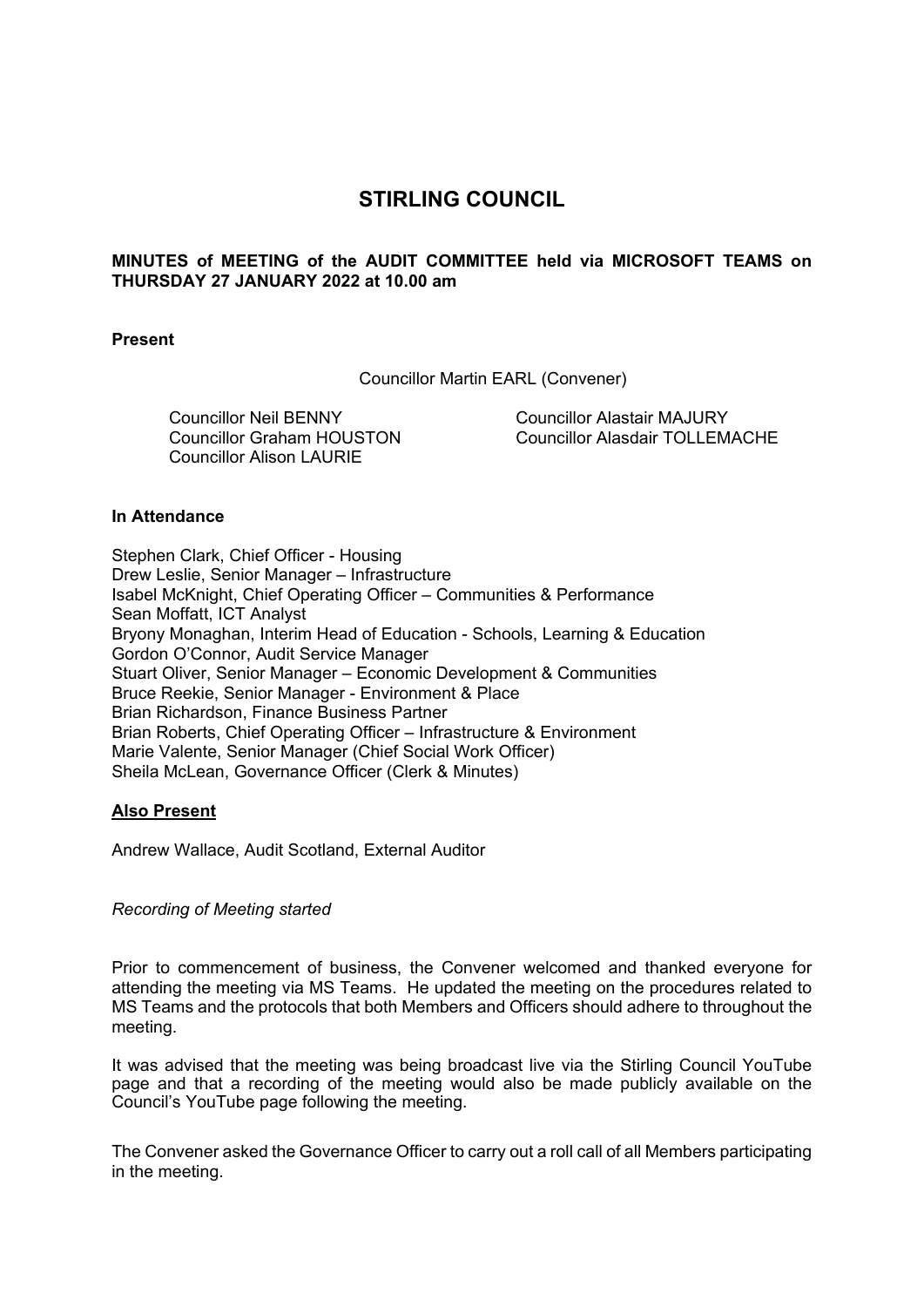# STIRLING COUNCIL

**MINUTES of MEETING of the AUDIT COMMITTEE held via MICROSOFT TEAMS on THURSDAY 27 JANUARY 2022 at 10.00 am**

**Present**

Councillor Martin EARL (Convener)

Councillor Neil BENNY
Councillor Graham HOUSTON
Councillor Alison LAURIE
Councillor Alastair MAJURY
Councillor Alasdair TOLLEMACHE

**In Attendance**

Stephen Clark, Chief Officer - Housing
Drew Leslie, Senior Manager – Infrastructure
Isabel McKnight, Chief Operating Officer – Communities & Performance
Sean Moffatt, ICT Analyst
Bryony Monaghan, Interim Head of Education - Schools, Learning & Education
Gordon O'Connor, Audit Service Manager
Stuart Oliver, Senior Manager – Economic Development & Communities
Bruce Reekie, Senior Manager - Environment & Place
Brian Richardson, Finance Business Partner
Brian Roberts, Chief Operating Officer – Infrastructure & Environment
Marie Valente, Senior Manager (Chief Social Work Officer)
Sheila McLean, Governance Officer (Clerk & Minutes)

**Also Present**

Andrew Wallace, Audit Scotland, External Auditor

*Recording of Meeting started*

Prior to commencement of business, the Convener welcomed and thanked everyone for attending the meeting via MS Teams. He updated the meeting on the procedures related to MS Teams and the protocols that both Members and Officers should adhere to throughout the meeting.

It was advised that the meeting was being broadcast live via the Stirling Council YouTube page and that a recording of the meeting would also be made publicly available on the Council's YouTube page following the meeting.

The Convener asked the Governance Officer to carry out a roll call of all Members participating in the meeting.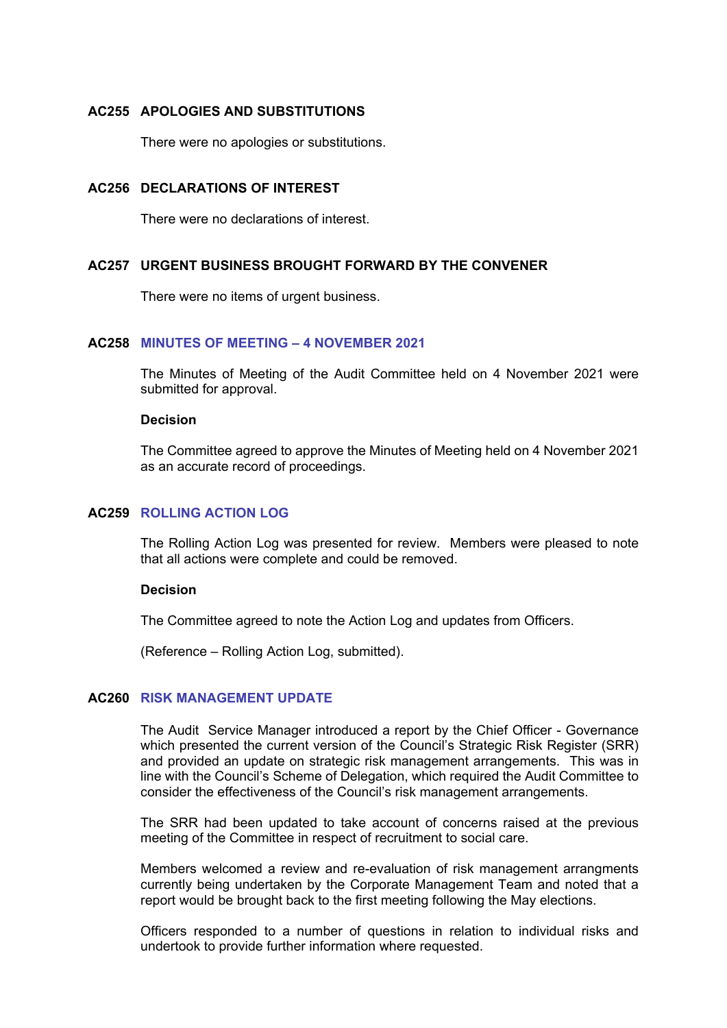## AC255 APOLOGIES AND SUBSTITUTIONS

There were no apologies or substitutions.

## AC256 DECLARATIONS OF INTEREST

There were no declarations of interest.

## AC257 URGENT BUSINESS BROUGHT FORWARD BY THE CONVENER

There were no items of urgent business.

## AC258 MINUTES OF MEETING – 4 NOVEMBER 2021

The Minutes of Meeting of the Audit Committee held on 4 November 2021 were submitted for approval.

**Decision**

The Committee agreed to approve the Minutes of Meeting held on 4 November 2021 as an accurate record of proceedings.

## AC259 ROLLING ACTION LOG

The Rolling Action Log was presented for review. Members were pleased to note that all actions were complete and could be removed.

**Decision**

The Committee agreed to note the Action Log and updates from Officers.

(Reference – Rolling Action Log, submitted).

## AC260 RISK MANAGEMENT UPDATE

The Audit Service Manager introduced a report by the Chief Officer - Governance which presented the current version of the Council's Strategic Risk Register (SRR) and provided an update on strategic risk management arrangements. This was in line with the Council's Scheme of Delegation, which required the Audit Committee to consider the effectiveness of the Council's risk management arrangements.

The SRR had been updated to take account of concerns raised at the previous meeting of the Committee in respect of recruitment to social care.

Members welcomed a review and re-evaluation of risk management arrangments currently being undertaken by the Corporate Management Team and noted that a report would be brought back to the first meeting following the May elections.

Officers responded to a number of questions in relation to individual risks and undertook to provide further information where requested.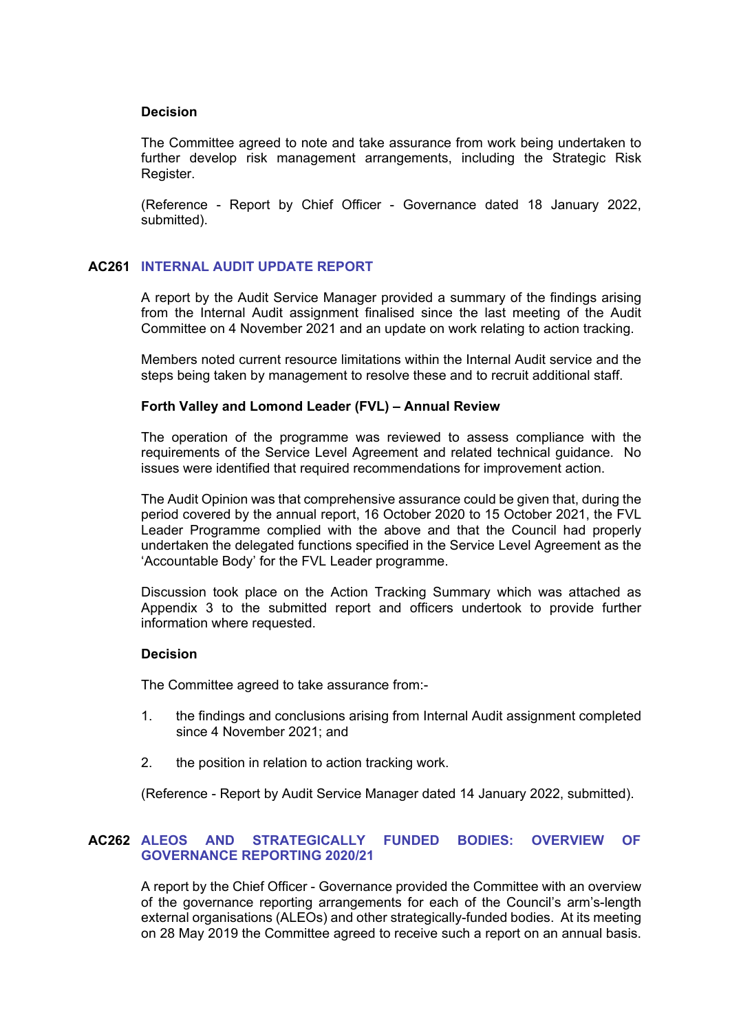**Decision**

The Committee agreed to note and take assurance from work being undertaken to further develop risk management arrangements, including the Strategic Risk Register.

(Reference - Report by Chief Officer - Governance dated 18 January 2022, submitted).

## AC261 INTERNAL AUDIT UPDATE REPORT

A report by the Audit Service Manager provided a summary of the findings arising from the Internal Audit assignment finalised since the last meeting of the Audit Committee on 4 November 2021 and an update on work relating to action tracking.

Members noted current resource limitations within the Internal Audit service and the steps being taken by management to resolve these and to recruit additional staff.

**Forth Valley and Lomond Leader (FVL) – Annual Review**

The operation of the programme was reviewed to assess compliance with the requirements of the Service Level Agreement and related technical guidance. No issues were identified that required recommendations for improvement action.

The Audit Opinion was that comprehensive assurance could be given that, during the period covered by the annual report, 16 October 2020 to 15 October 2021, the FVL Leader Programme complied with the above and that the Council had properly undertaken the delegated functions specified in the Service Level Agreement as the 'Accountable Body' for the FVL Leader programme.

Discussion took place on the Action Tracking Summary which was attached as Appendix 3 to the submitted report and officers undertook to provide further information where requested.

**Decision**

The Committee agreed to take assurance from:-

1. the findings and conclusions arising from Internal Audit assignment completed since 4 November 2021; and

2. the position in relation to action tracking work.

(Reference - Report by Audit Service Manager dated 14 January 2022, submitted).

## AC262 ALEOS AND STRATEGICALLY FUNDED BODIES: OVERVIEW OF GOVERNANCE REPORTING 2020/21

A report by the Chief Officer - Governance provided the Committee with an overview of the governance reporting arrangements for each of the Council's arm's-length external organisations (ALEOs) and other strategically-funded bodies. At its meeting on 28 May 2019 the Committee agreed to receive such a report on an annual basis.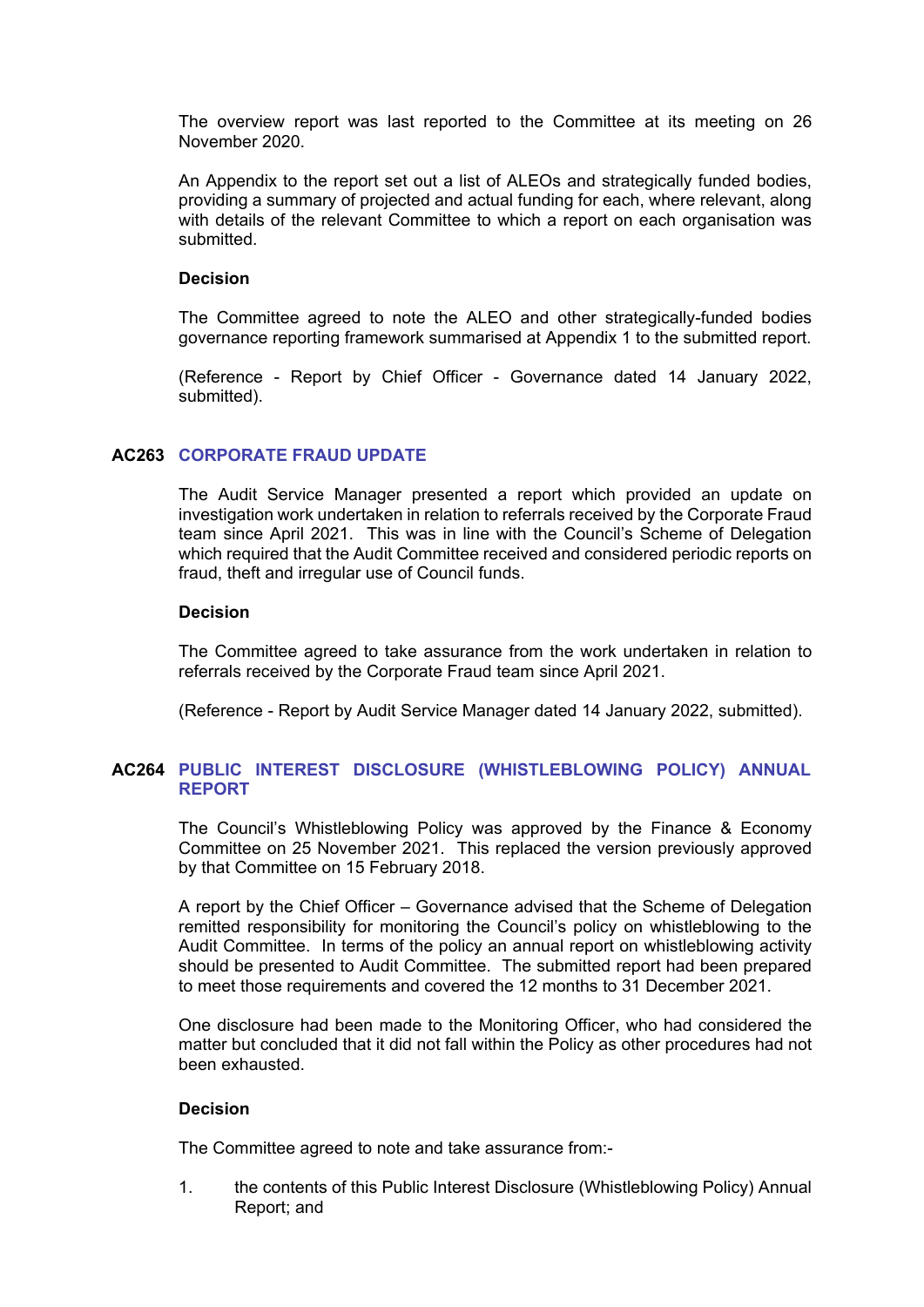The overview report was last reported to the Committee at its meeting on 26 November 2020.

An Appendix to the report set out a list of ALEOs and strategically funded bodies, providing a summary of projected and actual funding for each, where relevant, along with details of the relevant Committee to which a report on each organisation was submitted.

**Decision**

The Committee agreed to note the ALEO and other strategically-funded bodies governance reporting framework summarised at Appendix 1 to the submitted report.

(Reference - Report by Chief Officer - Governance dated 14 January 2022, submitted).

## AC263 CORPORATE FRAUD UPDATE

The Audit Service Manager presented a report which provided an update on investigation work undertaken in relation to referrals received by the Corporate Fraud team since April 2021. This was in line with the Council's Scheme of Delegation which required that the Audit Committee received and considered periodic reports on fraud, theft and irregular use of Council funds.

**Decision**

The Committee agreed to take assurance from the work undertaken in relation to referrals received by the Corporate Fraud team since April 2021.

(Reference - Report by Audit Service Manager dated 14 January 2022, submitted).

## AC264 PUBLIC INTEREST DISCLOSURE (WHISTLEBLOWING POLICY) ANNUAL REPORT

The Council's Whistleblowing Policy was approved by the Finance & Economy Committee on 25 November 2021. This replaced the version previously approved by that Committee on 15 February 2018.

A report by the Chief Officer – Governance advised that the Scheme of Delegation remitted responsibility for monitoring the Council's policy on whistleblowing to the Audit Committee. In terms of the policy an annual report on whistleblowing activity should be presented to Audit Committee. The submitted report had been prepared to meet those requirements and covered the 12 months to 31 December 2021.

One disclosure had been made to the Monitoring Officer, who had considered the matter but concluded that it did not fall within the Policy as other procedures had not been exhausted.

**Decision**

The Committee agreed to note and take assurance from:-

1. the contents of this Public Interest Disclosure (Whistleblowing Policy) Annual Report; and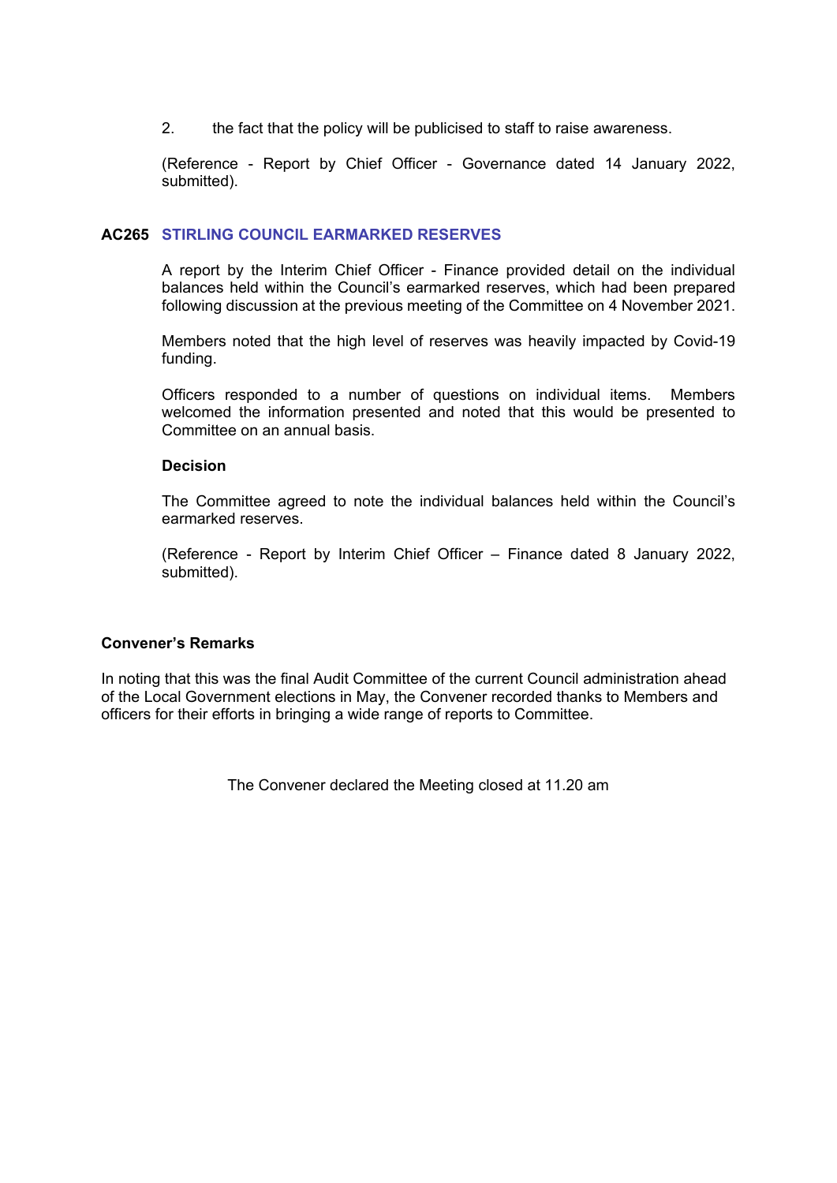2. the fact that the policy will be publicised to staff to raise awareness.

(Reference - Report by Chief Officer - Governance dated 14 January 2022, submitted).

### AC265 STIRLING COUNCIL EARMARKED RESERVES

A report by the Interim Chief Officer - Finance provided detail on the individual balances held within the Council's earmarked reserves, which had been prepared following discussion at the previous meeting of the Committee on 4 November 2021.

Members noted that the high level of reserves was heavily impacted by Covid-19 funding.

Officers responded to a number of questions on individual items. Members welcomed the information presented and noted that this would be presented to Committee on an annual basis.

**Decision**

The Committee agreed to note the individual balances held within the Council's earmarked reserves.

(Reference - Report by Interim Chief Officer – Finance dated 8 January 2022, submitted).

**Convener's Remarks**

In noting that this was the final Audit Committee of the current Council administration ahead of the Local Government elections in May, the Convener recorded thanks to Members and officers for their efforts in bringing a wide range of reports to Committee.

The Convener declared the Meeting closed at 11.20 am